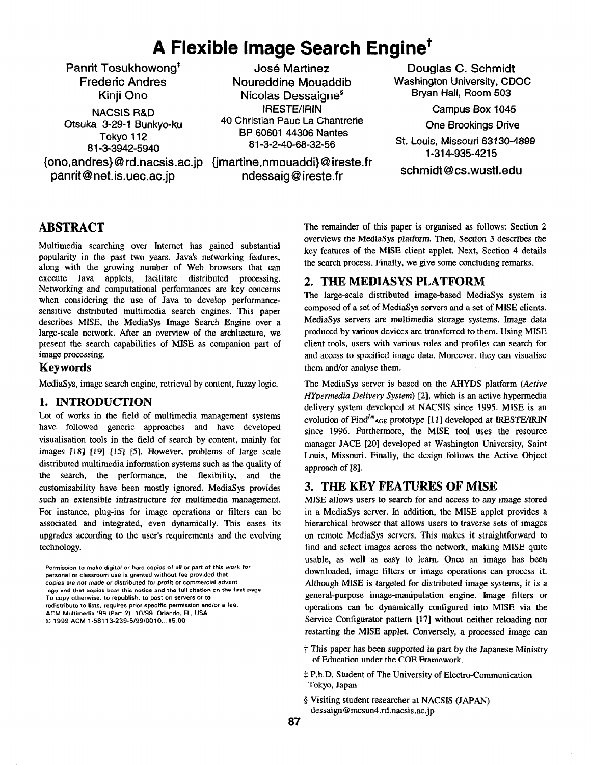# A Flexible Image Search Engine†

Panrit Tosukhowong‡
Frederic Andres
Kinji Ono
NACSIS R&D
Otsuka 3-29-1 Bunkyo-ku
Tokyo 112
81-3-3942-5940
{ono,andres}@rd.nacsis.ac.jp
panrit@net.is.uec.ac.jp

José Martinez
Noureddine Mouaddib
Nicolas Dessaigne§
IRESTE/IRIN
40 Christian Pauc La Chantrerie
BP 60601 44306 Nantes
81-3-2-40-68-32-56
{jmartine,nmouaddi}@ireste.fr
ndessaig@ireste.fr

Douglas C. Schmidt
Washington University, CDOC
Bryan Hall, Room 503
Campus Box 1045
One Brookings Drive
St. Louis, Missouri 63130-4899
1-314-935-4215
schmidt@cs.wustl.edu

## ABSTRACT

Multimedia searching over Internet has gained substantial popularity in the past two years. Java's networking features, along with the growing number of Web browsers that can execute Java applets, facilitate distributed processing. Networking and computational performances are key concerns when considering the use of Java to develop performance-sensitive distributed multimedia search engines. This paper describes MISE, the MediaSys Image Search Engine over a large-scale network. After an overview of the architecture, we present the search capabilities of MISE as companion part of image processing.

### Keywords

MediaSys, image search engine, retrieval by content, fuzzy logic.

## 1. INTRODUCTION

Lot of works in the field of multimedia management systems have followed generic approaches and have developed visualisation tools in the field of search by content, mainly for images [18] [19] [15] [5]. However, problems of large scale distributed multimedia information systems such as the quality of the search, the performance, the flexibility, and the customisability have been mostly ignored. MediaSys provides such an extensible infrastructure for multimedia management. For instance, plug-ins for image operations or filters can be associated and integrated, even dynamically. This eases its upgrades according to the user's requirements and the evolving technology.

Permission to make digital or hard copies of all or part of this work for personal or classroom use is granted without fee provided that copies are not made or distributed for profit or commercial advant -age and that copies bear this notice and the full citation on the first page. To copy otherwise, to republish, to post on servers or to redistribute to lists, requires prior specific permission and/or a fee.
ACM Multimedia '99 (Part 2) 10/99 Orlando, FL, USA
© 1999 ACM 1-58113-239-5/99/0010...$5.00

The remainder of this paper is organised as follows: Section 2 overviews the MediaSys platform. Then, Section 3 describes the key features of the MISE client applet. Next, Section 4 details the search process. Finally, we give some concluding remarks.

## 2. THE MEDIASYS PLATFORM

The large-scale distributed image-based MediaSys system is composed of a set of MediaSys servers and a set of MISE clients. MediaSys servers are multimedia storage systems. Image data produced by various devices are transferred to them. Using MISE client tools, users with various roles and profiles can search for and access to specified image data. Moreever, they can visualise them and/or analyse them.

The MediaSys server is based on the AHYDS platform (*Active HYpermedia Delivery System*) [2], which is an active hypermedia delivery system developed at NACSIS since 1995. MISE is an evolution of Find$^{Im}$AGE prototype [11] developed at IRESTE/IRIN since 1996. Furthermore, the MISE tool uses the resource manager JACE [20] developed at Washington University, Saint Louis, Missouri. Finally, the design follows the Active Object approach of [8].

## 3. THE KEY FEATURES OF MISE

MISE allows users to search for and access to any image stored in a MediaSys server. In addition, the MISE applet provides a hierarchical browser that allows users to traverse sets of images on remote MediaSys servers. This makes it straightforward to find and select images across the network, making MISE quite usable, as well as easy to learn. Once an image has been downloaded, image filters or image operations can process it. Although MISE is targeted for distributed image systems, it is a general-purpose image-manipulation engine. Image filters or operations can be dynamically configured into MISE via the Service Configurator pattern [17] without neither reloading nor restarting the MISE applet. Conversely, a processed image can

† This paper has been supported in part by the Japanese Ministry of Education under the COE Framework.

‡ P.h.D. Student of The University of Electro-Communication Tokyo, Japan

§ Visiting student researcher at NACSIS (JAPAN) dessaign@mcsun4.rd.nacsis.ac.jp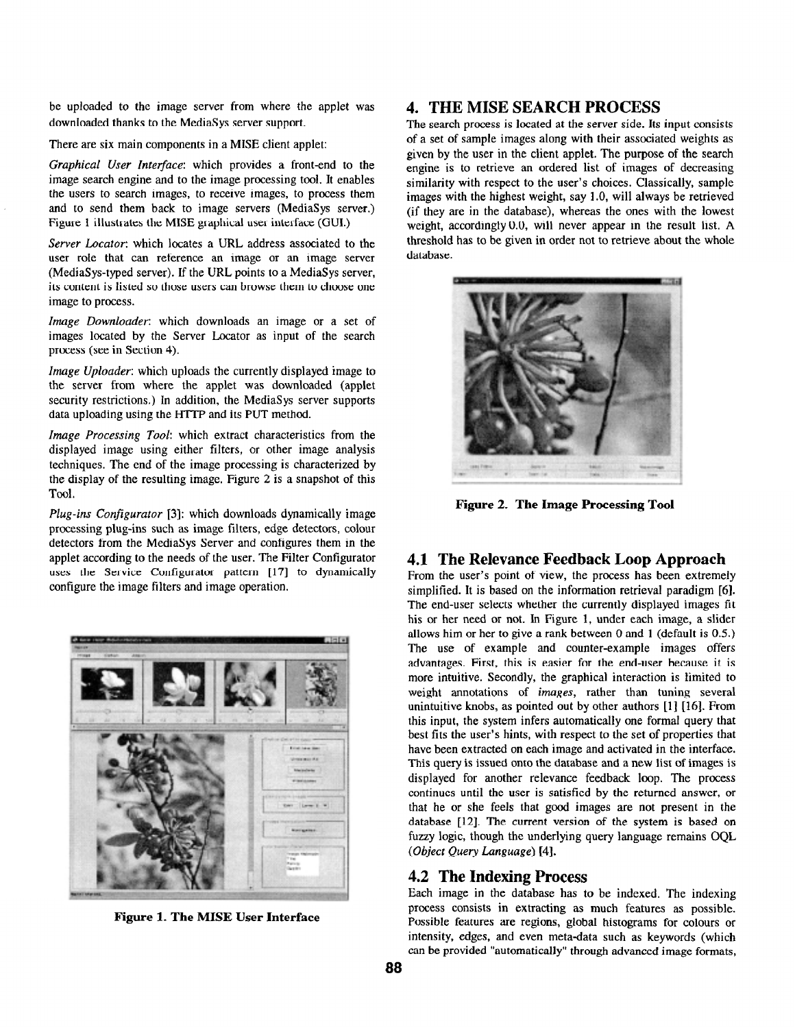be uploaded to the image server from where the applet was downloaded thanks to the MediaSys server support.

There are six main components in a MISE client applet:

*Graphical User Interface*: which provides a front-end to the image search engine and to the image processing tool. It enables the users to search images, to receive images, to process them and to send them back to image servers (MediaSys server.) Figure 1 illustrates the MISE graphical user interface (GUI.)

*Server Locator*: which locates a URL address associated to the user role that can reference an image or an image server (MediaSys-typed server). If the URL points to a MediaSys server, its content is listed so those users can browse them to choose one image to process.

*Image Downloader*: which downloads an image or a set of images located by the Server Locator as input of the search process (see in Section 4).

*Image Uploader*: which uploads the currently displayed image to the server from where the applet was downloaded (applet security restrictions.) In addition, the MediaSys server supports data uploading using the HTTP and its PUT method.

*Image Processing Tool*: which extract characteristics from the displayed image using either filters, or other image analysis techniques. The end of the image processing is characterized by the display of the resulting image. Figure 2 is a snapshot of this Tool.

*Plug-ins Configurator* [3]: which downloads dynamically image processing plug-ins such as image filters, edge detectors, colour detectors from the MediaSys Server and configures them in the applet according to the needs of the user. The Filter Configurator uses the Service Configurator pattern [17] to dynamically configure the image filters and image operation.

**Figure 1. The MISE User Interface**

# 4. THE MISE SEARCH PROCESS

The search process is located at the server side. Its input consists of a set of sample images along with their associated weights as given by the user in the client applet. The purpose of the search engine is to retrieve an ordered list of images of decreasing similarity with respect to the user's choices. Classically, sample images with the highest weight, say 1.0, will always be retrieved (if they are in the database), whereas the ones with the lowest weight, accordingly 0.0, will never appear in the result list. A threshold has to be given in order not to retrieve about the whole database.

**Figure 2. The Image Processing Tool**

## 4.1 The Relevance Feedback Loop Approach

From the user's point of view, the process has been extremely simplified. It is based on the information retrieval paradigm [6]. The end-user selects whether the currently displayed images fit his or her need or not. In Figure 1, under each image, a slider allows him or her to give a rank between 0 and 1 (default is 0.5.) The use of example and counter-example images offers advantages. First, this is easier for the end-user because it is more intuitive. Secondly, the graphical interaction is limited to weight annotations of *images*, rather than tuning several unintuitive knobs, as pointed out by other authors [1] [16]. From this input, the system infers automatically one formal query that best fits the user's hints, with respect to the set of properties that have been extracted on each image and activated in the interface. This query is issued onto the database and a new list of images is displayed for another relevance feedback loop. The process continues until the user is satisfied by the returned answer, or that he or she feels that good images are not present in the database [12]. The current version of the system is based on fuzzy logic, though the underlying query language remains OQL (*Object Query Language*) [4].

## 4.2 The Indexing Process

Each image in the database has to be indexed. The indexing process consists in extracting as much features as possible. Possible features are regions, global histograms for colours or intensity, edges, and even meta-data such as keywords (which can be provided "automatically" through advanced image formats,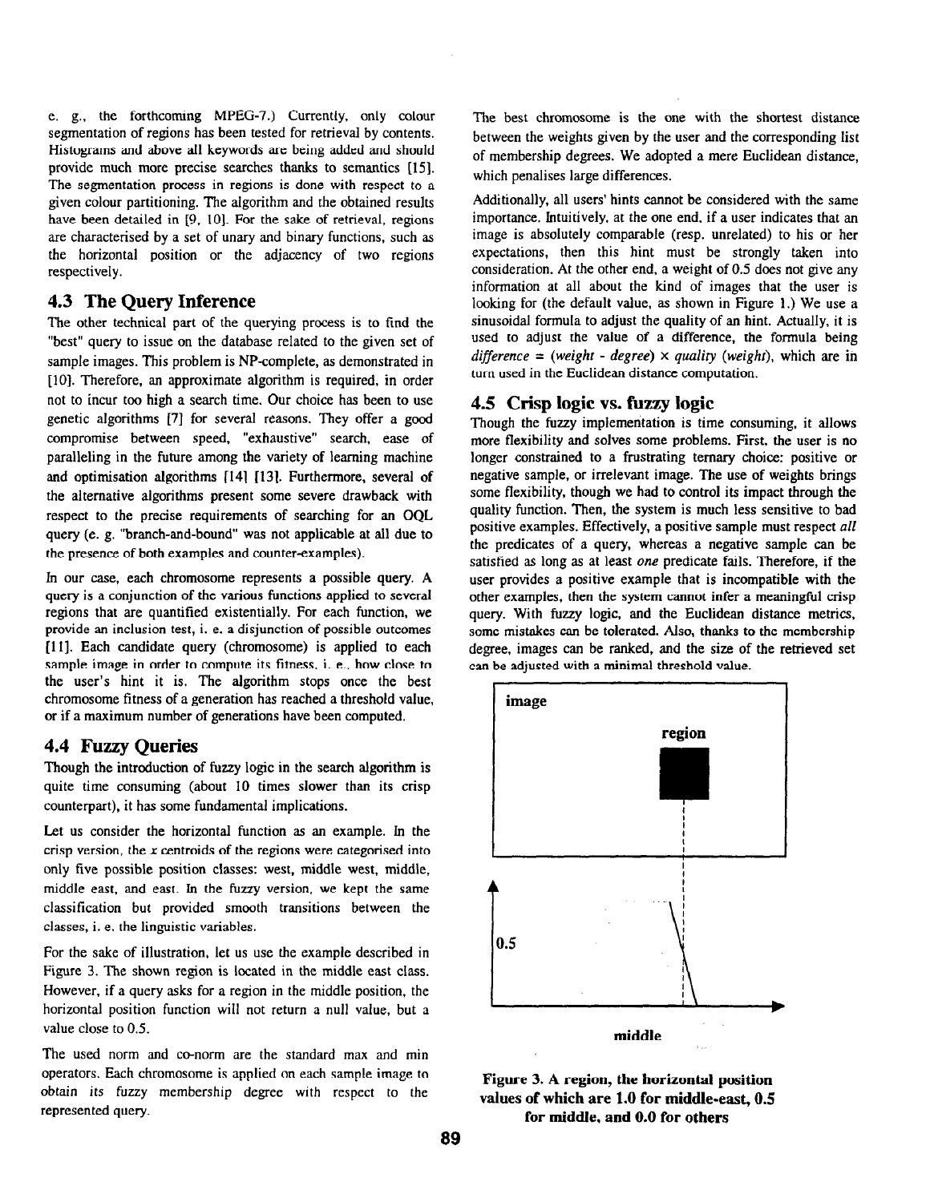e. g., the forthcoming MPEG-7.) Currently, only colour segmentation of regions has been tested for retrieval by contents. Histograms and above all keywords are being added and should provide much more precise searches thanks to semantics [15]. The segmentation process in regions is done with respect to a given colour partitioning. The algorithm and the obtained results have been detailed in [9, 10]. For the sake of retrieval, regions are characterised by a set of unary and binary functions, such as the horizontal position or the adjacency of two regions respectively.

## 4.3 The Query Inference

The other technical part of the querying process is to find the "best" query to issue on the database related to the given set of sample images. This problem is NP-complete, as demonstrated in [10]. Therefore, an approximate algorithm is required, in order not to incur too high a search time. Our choice has been to use genetic algorithms [7] for several reasons. They offer a good compromise between speed, "exhaustive" search, ease of paralleling in the future among the variety of learning machine and optimisation algorithms [14] [13]. Furthermore, several of the alternative algorithms present some severe drawback with respect to the precise requirements of searching for an OQL query (e. g. "branch-and-bound" was not applicable at all due to the presence of both examples and counter-examples).

In our case, each chromosome represents a possible query. A query is a conjunction of the various functions applied to several regions that are quantified existentially. For each function, we provide an inclusion test, i. e. a disjunction of possible outcomes [11]. Each candidate query (chromosome) is applied to each sample image in order to compute its fitness, i. e., how close to the user's hint it is. The algorithm stops once the best chromosome fitness of a generation has reached a threshold value, or if a maximum number of generations have been computed.

## 4.4 Fuzzy Queries

Though the introduction of fuzzy logic in the search algorithm is quite time consuming (about 10 times slower than its crisp counterpart), it has some fundamental implications.

Let us consider the horizontal function as an example. In the crisp version, the $x$ centroids of the regions were categorised into only five possible position classes: west, middle west, middle, middle east, and east. In the fuzzy version, we kept the same classification but provided smooth transitions between the classes, i. e. the linguistic variables.

For the sake of illustration, let us use the example described in Figure 3. The shown region is located in the middle east class. However, if a query asks for a region in the middle position, the horizontal position function will not return a null value, but a value close to 0.5.

The used norm and co-norm are the standard max and min operators. Each chromosome is applied on each sample image to obtain its fuzzy membership degree with respect to the represented query.

The best chromosome is the one with the shortest distance between the weights given by the user and the corresponding list of membership degrees. We adopted a mere Euclidean distance, which penalises large differences.

Additionally, all users' hints cannot be considered with the same importance. Intuitively, at the one end, if a user indicates that an image is absolutely comparable (resp. unrelated) to his or her expectations, then this hint must be strongly taken into consideration. At the other end, a weight of 0.5 does not give any information at all about the kind of images that the user is looking for (the default value, as shown in Figure 1.) We use a sinusoidal formula to adjust the quality of an hint. Actually, it is used to adjust the value of a difference, the formula being *difference* = (*weight* - *degree*) × *quality* (*weight*), which are in turn used in the Euclidean distance computation.

## 4.5 Crisp logic vs. fuzzy logic

Though the fuzzy implementation is time consuming, it allows more flexibility and solves some problems. First, the user is no longer constrained to a frustrating ternary choice: positive or negative sample, or irrelevant image. The use of weights brings some flexibility, though we had to control its impact through the quality function. Then, the system is much less sensitive to bad positive examples. Effectively, a positive sample must respect *all* the predicates of a query, whereas a negative sample can be satisfied as long as at least *one* predicate fails. Therefore, if the user provides a positive example that is incompatible with the other examples, then the system cannot infer a meaningful crisp query. With fuzzy logic, and the Euclidean distance metrics, some mistakes can be tolerated. Also, thanks to the membership degree, images can be ranked, and the size of the retrieved set can be adjusted with a minimal threshold value.

**Figure 3. A region, the horizontal position values of which are 1.0 for middle-east, 0.5 for middle, and 0.0 for others**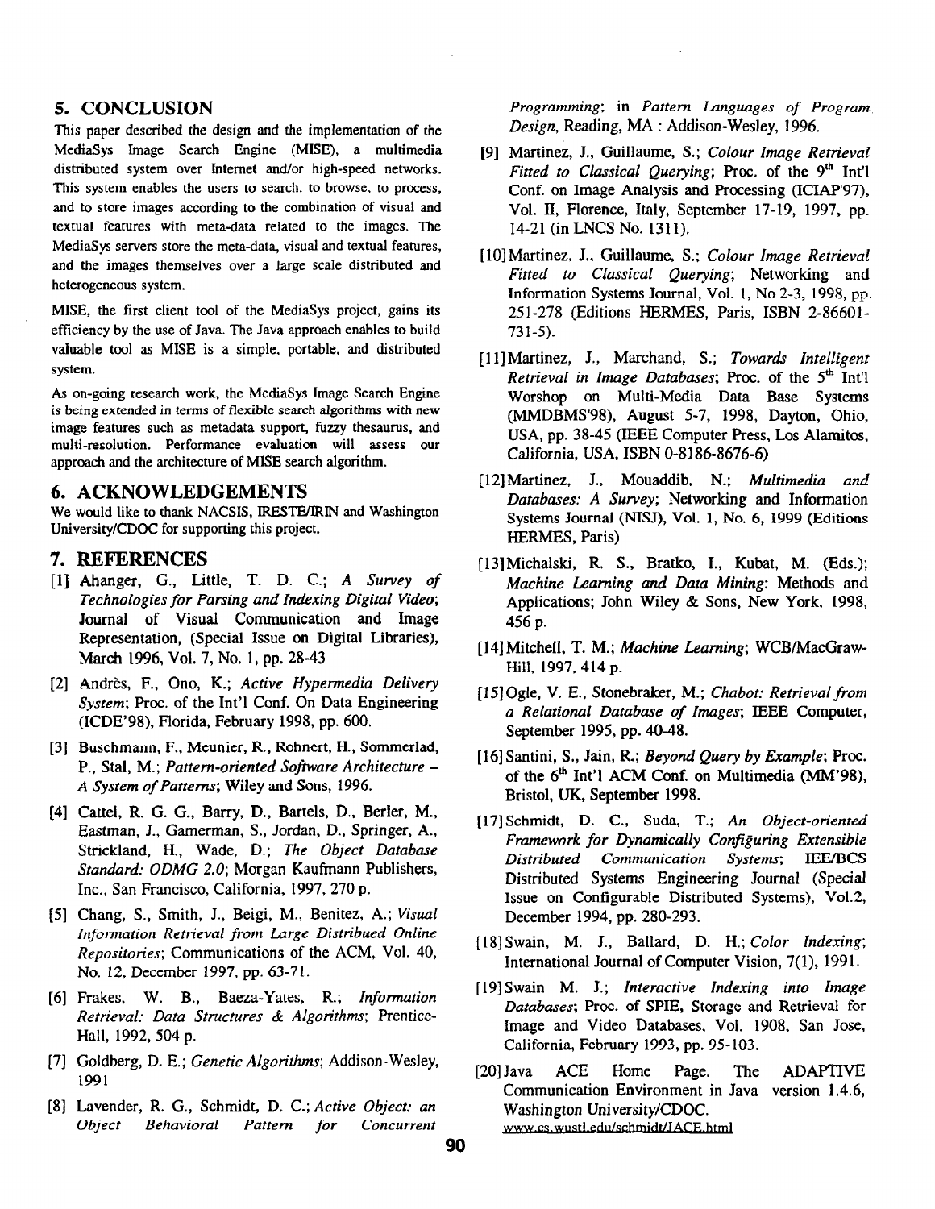## 5. CONCLUSION

This paper described the design and the implementation of the MediaSys Image Search Engine (MISE), a multimedia distributed system over Internet and/or high-speed networks. This system enables the users to search, to browse, to process, and to store images according to the combination of visual and textual features with meta-data related to the images. The MediaSys servers store the meta-data, visual and textual features, and the images themselves over a large scale distributed and heterogeneous system.

MISE, the first client tool of the MediaSys project, gains its efficiency by the use of Java. The Java approach enables to build valuable tool as MISE is a simple, portable, and distributed system.

As on-going research work, the MediaSys Image Search Engine is being extended in terms of flexible search algorithms with new image features such as metadata support, fuzzy thesaurus, and multi-resolution. Performance evaluation will assess our approach and the architecture of MISE search algorithm.

## 6. ACKNOWLEDGEMENTS

We would like to thank NACSIS, IRESTE/IRIN and Washington University/CDOC for supporting this project.

## 7. REFERENCES

[1] Ahanger, G., Little, T. D. C.; *A Survey of Technologies for Parsing and Indexing Digital Video*; Journal of Visual Communication and Image Representation, (Special Issue on Digital Libraries), March 1996, Vol. 7, No. 1, pp. 28-43

[2] Andrès, F., Ono, K.; *Active Hypermedia Delivery System*; Proc. of the Int'l Conf. On Data Engineering (ICDE'98), Florida, February 1998, pp. 600.

[3] Buschmann, F., Meunier, R., Rohnert, H., Sommerlad, P., Stal, M.; *Pattern-oriented Software Architecture – A System of Patterns*; Wiley and Sons, 1996.

[4] Cattel, R. G. G., Barry, D., Bartels, D., Berler, M., Eastman, J., Gamerman, S., Jordan, D., Springer, A., Strickland, H., Wade, D.; *The Object Database Standard: ODMG 2.0*; Morgan Kaufmann Publishers, Inc., San Francisco, California, 1997, 270 p.

[5] Chang, S., Smith, J., Beigi, M., Benitez, A.; *Visual Information Retrieval from Large Distribued Online Repositories*; Communications of the ACM, Vol. 40, No. 12, December 1997, pp. 63-71.

[6] Frakes, W. B., Baeza-Yates, R.; *Information Retrieval: Data Structures & Algorithms*; Prentice-Hall, 1992, 504 p.

[7] Goldberg, D. E.; *Genetic Algorithms*; Addison-Wesley, 1991

[8] Lavender, R. G., Schmidt, D. C.; *Active Object: an Object Behavioral Pattern for Concurrent Programming*; in *Pattern Languages of Program Design*, Reading, MA : Addison-Wesley, 1996.

[9] Martinez, J., Guillaume, S.; *Colour Image Retrieval Fitted to Classical Querying*; Proc. of the 9th Int'l Conf. on Image Analysis and Processing (ICIAP'97), Vol. II, Florence, Italy, September 17-19, 1997, pp. 14-21 (in LNCS No. 1311).

[10] Martinez, J., Guillaume, S.; *Colour Image Retrieval Fitted to Classical Querying*; Networking and Information Systems Journal, Vol. 1, No 2-3, 1998, pp. 251-278 (Editions HERMES, Paris, ISBN 2-86601-731-5).

[11] Martinez, J., Marchand, S.; *Towards Intelligent Retrieval in Image Databases*; Proc. of the 5th Int'l Worshop on Multi-Media Data Base Systems (MMDBMS'98), August 5-7, 1998, Dayton, Ohio, USA, pp. 38-45 (IEEE Computer Press, Los Alamitos, California, USA, ISBN 0-8186-8676-6)

[12] Martinez, J., Mouaddib, N.; *Multimedia and Databases: A Survey*; Networking and Information Systems Journal (NISJ), Vol. 1, No. 6, 1999 (Editions HERMES, Paris)

[13] Michalski, R. S., Bratko, I., Kubat, M. (Eds.); *Machine Learning and Data Mining*: Methods and Applications; John Wiley & Sons, New York, 1998, 456 p.

[14] Mitchell, T. M.; *Machine Learning*; WCB/MacGraw-Hill, 1997, 414 p.

[15] Ogle, V. E., Stonebraker, M.; *Chabot: Retrieval from a Relational Database of Images*; IEEE Computer, September 1995, pp. 40-48.

[16] Santini, S., Jain, R.; *Beyond Query by Example*; Proc. of the 6th Int'l ACM Conf. on Multimedia (MM'98), Bristol, UK, September 1998.

[17] Schmidt, D. C., Suda, T.; *An Object-oriented Framework for Dynamically Configuring Extensible Distributed Communication Systems*; IEE/BCS Distributed Systems Engineering Journal (Special Issue on Configurable Distributed Systems), Vol.2, December 1994, pp. 280-293.

[18] Swain, M. J., Ballard, D. H.; *Color Indexing*; International Journal of Computer Vision, 7(1), 1991.

[19] Swain M. J.; *Interactive Indexing into Image Databases*; Proc. of SPIE, Storage and Retrieval for Image and Video Databases, Vol. 1908, San Jose, California, February 1993, pp. 95-103.

[20] Java ACE Home Page. The ADAPTIVE Communication Environment in Java version 1.4.6, Washington University/CDOC. www.cs.wustl.edu/schmidt/JACE.html